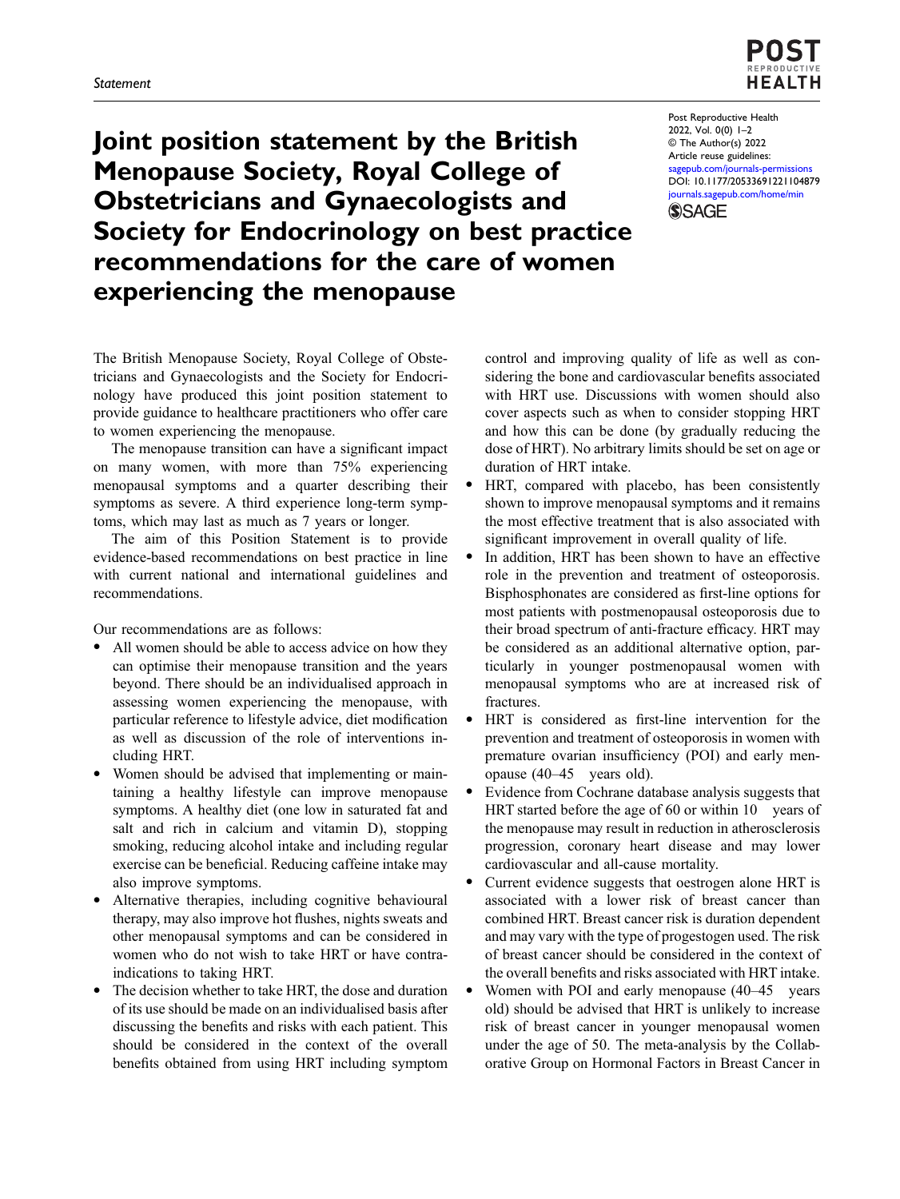Statement

# Joint position statement by the British Menopause Society, Royal College of Obstetricians and Gynaecologists and Society for Endocrinology on best practice recommendations for the care of women experiencing the menopause

Post Reproductive Health
2022, Vol. 0(0) 1–2
© The Author(s) 2022
Article reuse guidelines:
sagepub.com/journals-permissions
DOI: 10.1177/20533691221104879
journals.sagepub.com/home/min

The British Menopause Society, Royal College of Obstetricians and Gynaecologists and the Society for Endocrinology have produced this joint position statement to provide guidance to healthcare practitioners who offer care to women experiencing the menopause.

The menopause transition can have a significant impact on many women, with more than 75% experiencing menopausal symptoms and a quarter describing their symptoms as severe. A third experience long-term symptoms, which may last as much as 7 years or longer.

The aim of this Position Statement is to provide evidence-based recommendations on best practice in line with current national and international guidelines and recommendations.

Our recommendations are as follows:

- All women should be able to access advice on how they can optimise their menopause transition and the years beyond. There should be an individualised approach in assessing women experiencing the menopause, with particular reference to lifestyle advice, diet modification as well as discussion of the role of interventions including HRT.
- Women should be advised that implementing or maintaining a healthy lifestyle can improve menopause symptoms. A healthy diet (one low in saturated fat and salt and rich in calcium and vitamin D), stopping smoking, reducing alcohol intake and including regular exercise can be beneficial. Reducing caffeine intake may also improve symptoms.
- Alternative therapies, including cognitive behavioural therapy, may also improve hot flushes, nights sweats and other menopausal symptoms and can be considered in women who do not wish to take HRT or have contraindications to taking HRT.
- The decision whether to take HRT, the dose and duration of its use should be made on an individualised basis after discussing the benefits and risks with each patient. This should be considered in the context of the overall benefits obtained from using HRT including symptom control and improving quality of life as well as considering the bone and cardiovascular benefits associated with HRT use. Discussions with women should also cover aspects such as when to consider stopping HRT and how this can be done (by gradually reducing the dose of HRT). No arbitrary limits should be set on age or duration of HRT intake.
- HRT, compared with placebo, has been consistently shown to improve menopausal symptoms and it remains the most effective treatment that is also associated with significant improvement in overall quality of life.
- In addition, HRT has been shown to have an effective role in the prevention and treatment of osteoporosis. Bisphosphonates are considered as first-line options for most patients with postmenopausal osteoporosis due to their broad spectrum of anti-fracture efficacy. HRT may be considered as an additional alternative option, particularly in younger postmenopausal women with menopausal symptoms who are at increased risk of fractures.
- HRT is considered as first-line intervention for the prevention and treatment of osteoporosis in women with premature ovarian insufficiency (POI) and early menopause (40–45 years old).
- Evidence from Cochrane database analysis suggests that HRT started before the age of 60 or within 10 years of the menopause may result in reduction in atherosclerosis progression, coronary heart disease and may lower cardiovascular and all-cause mortality.
- Current evidence suggests that oestrogen alone HRT is associated with a lower risk of breast cancer than combined HRT. Breast cancer risk is duration dependent and may vary with the type of progestogen used. The risk of breast cancer should be considered in the context of the overall benefits and risks associated with HRT intake.
- Women with POI and early menopause (40–45 years old) should be advised that HRT is unlikely to increase risk of breast cancer in younger menopausal women under the age of 50. The meta-analysis by the Collaborative Group on Hormonal Factors in Breast Cancer in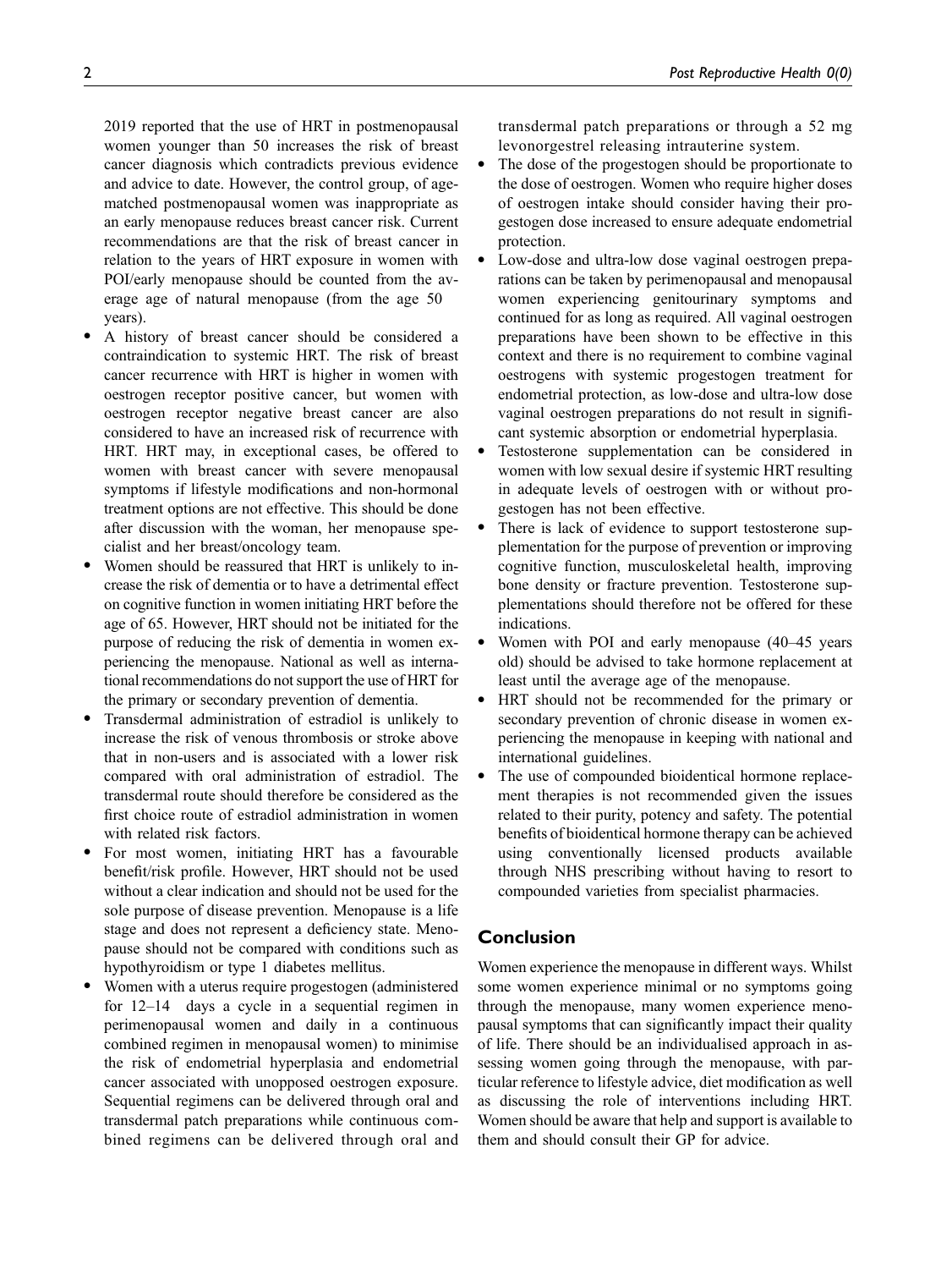2019 reported that the use of HRT in postmenopausal women younger than 50 increases the risk of breast cancer diagnosis which contradicts previous evidence and advice to date. However, the control group, of age-matched postmenopausal women was inappropriate as an early menopause reduces breast cancer risk. Current recommendations are that the risk of breast cancer in relation to the years of HRT exposure in women with POI/early menopause should be counted from the average age of natural menopause (from the age 50 years).

- A history of breast cancer should be considered a contraindication to systemic HRT. The risk of breast cancer recurrence with HRT is higher in women with oestrogen receptor positive cancer, but women with oestrogen receptor negative breast cancer are also considered to have an increased risk of recurrence with HRT. HRT may, in exceptional cases, be offered to women with breast cancer with severe menopausal symptoms if lifestyle modifications and non-hormonal treatment options are not effective. This should be done after discussion with the woman, her menopause specialist and her breast/oncology team.
- Women should be reassured that HRT is unlikely to increase the risk of dementia or to have a detrimental effect on cognitive function in women initiating HRT before the age of 65. However, HRT should not be initiated for the purpose of reducing the risk of dementia in women experiencing the menopause. National as well as international recommendations do not support the use of HRT for the primary or secondary prevention of dementia.
- Transdermal administration of estradiol is unlikely to increase the risk of venous thrombosis or stroke above that in non-users and is associated with a lower risk compared with oral administration of estradiol. The transdermal route should therefore be considered as the first choice route of estradiol administration in women with related risk factors.
- For most women, initiating HRT has a favourable benefit/risk profile. However, HRT should not be used without a clear indication and should not be used for the sole purpose of disease prevention. Menopause is a life stage and does not represent a deficiency state. Menopause should not be compared with conditions such as hypothyroidism or type 1 diabetes mellitus.
- Women with a uterus require progestogen (administered for 12–14 days a cycle in a sequential regimen in perimenopausal women and daily in a continuous combined regimen in menopausal women) to minimise the risk of endometrial hyperplasia and endometrial cancer associated with unopposed oestrogen exposure. Sequential regimens can be delivered through oral and transdermal patch preparations while continuous combined regimens can be delivered through oral and transdermal patch preparations or through a 52 mg levonorgestrel releasing intrauterine system.
- The dose of the progestogen should be proportionate to the dose of oestrogen. Women who require higher doses of oestrogen intake should consider having their progestogen dose increased to ensure adequate endometrial protection.
- Low-dose and ultra-low dose vaginal oestrogen preparations can be taken by perimenopausal and menopausal women experiencing genitourinary symptoms and continued for as long as required. All vaginal oestrogen preparations have been shown to be effective in this context and there is no requirement to combine vaginal oestrogens with systemic progestogen treatment for endometrial protection, as low-dose and ultra-low dose vaginal oestrogen preparations do not result in significant systemic absorption or endometrial hyperplasia.
- Testosterone supplementation can be considered in women with low sexual desire if systemic HRT resulting in adequate levels of oestrogen with or without progestogen has not been effective.
- There is lack of evidence to support testosterone supplementation for the purpose of prevention or improving cognitive function, musculoskeletal health, improving bone density or fracture prevention. Testosterone supplementations should therefore not be offered for these indications.
- Women with POI and early menopause (40–45 years old) should be advised to take hormone replacement at least until the average age of the menopause.
- HRT should not be recommended for the primary or secondary prevention of chronic disease in women experiencing the menopause in keeping with national and international guidelines.
- The use of compounded bioidentical hormone replacement therapies is not recommended given the issues related to their purity, potency and safety. The potential benefits of bioidentical hormone therapy can be achieved using conventionally licensed products available through NHS prescribing without having to resort to compounded varieties from specialist pharmacies.

## Conclusion

Women experience the menopause in different ways. Whilst some women experience minimal or no symptoms going through the menopause, many women experience menopausal symptoms that can significantly impact their quality of life. There should be an individualised approach in assessing women going through the menopause, with particular reference to lifestyle advice, diet modification as well as discussing the role of interventions including HRT. Women should be aware that help and support is available to them and should consult their GP for advice.